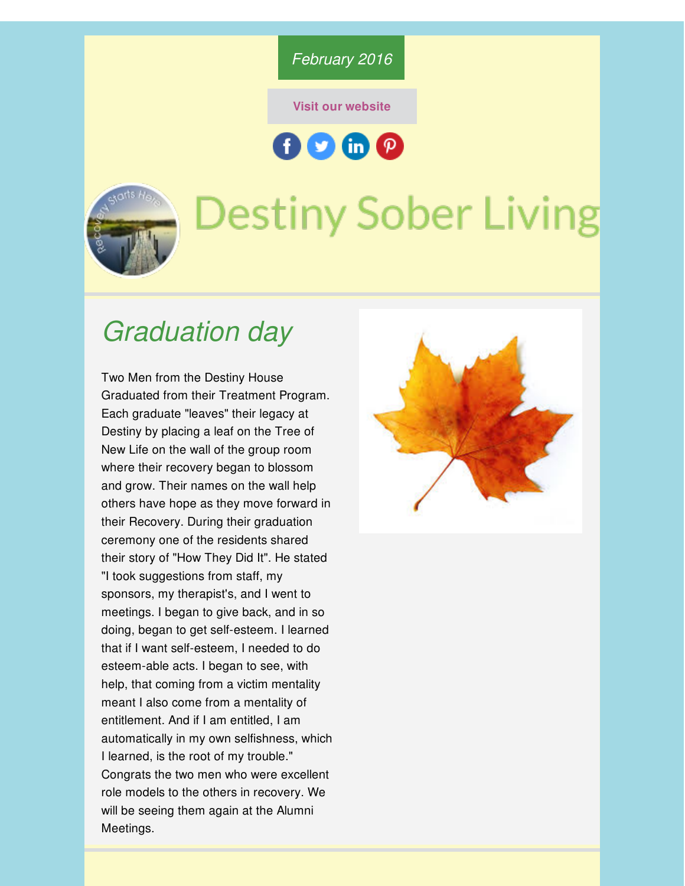*February 2016*

Visit our website

# Destiny Sober Living

## *Graduation day*

Two Men from the Destiny House Graduated from their Treatment Program. Each graduate "leaves" their legacy at Destiny by placing a leaf on the Tree of New Life on the wall of the group room where their recovery began to blossom and grow. Their names on the wall help others have hope as they move forward in their Recovery. During their graduation ceremony one of the residents shared their story of "How They Did It". He stated "I took suggestions from staff, my sponsors, my therapist's, and I went to meetings. I began to give back, and in so doing, began to get self-esteem. I learned that if I want self-esteem, I needed to do esteem-able acts. I began to see, with help, that coming from a victim mentality meant I also come from a mentality of entitlement. And if I am entitled, I am automatically in my own selfishness, which I learned, is the root of my trouble." Congrats the two men who were excellent role models to the others in recovery. We will be seeing them again at the Alumni Meetings.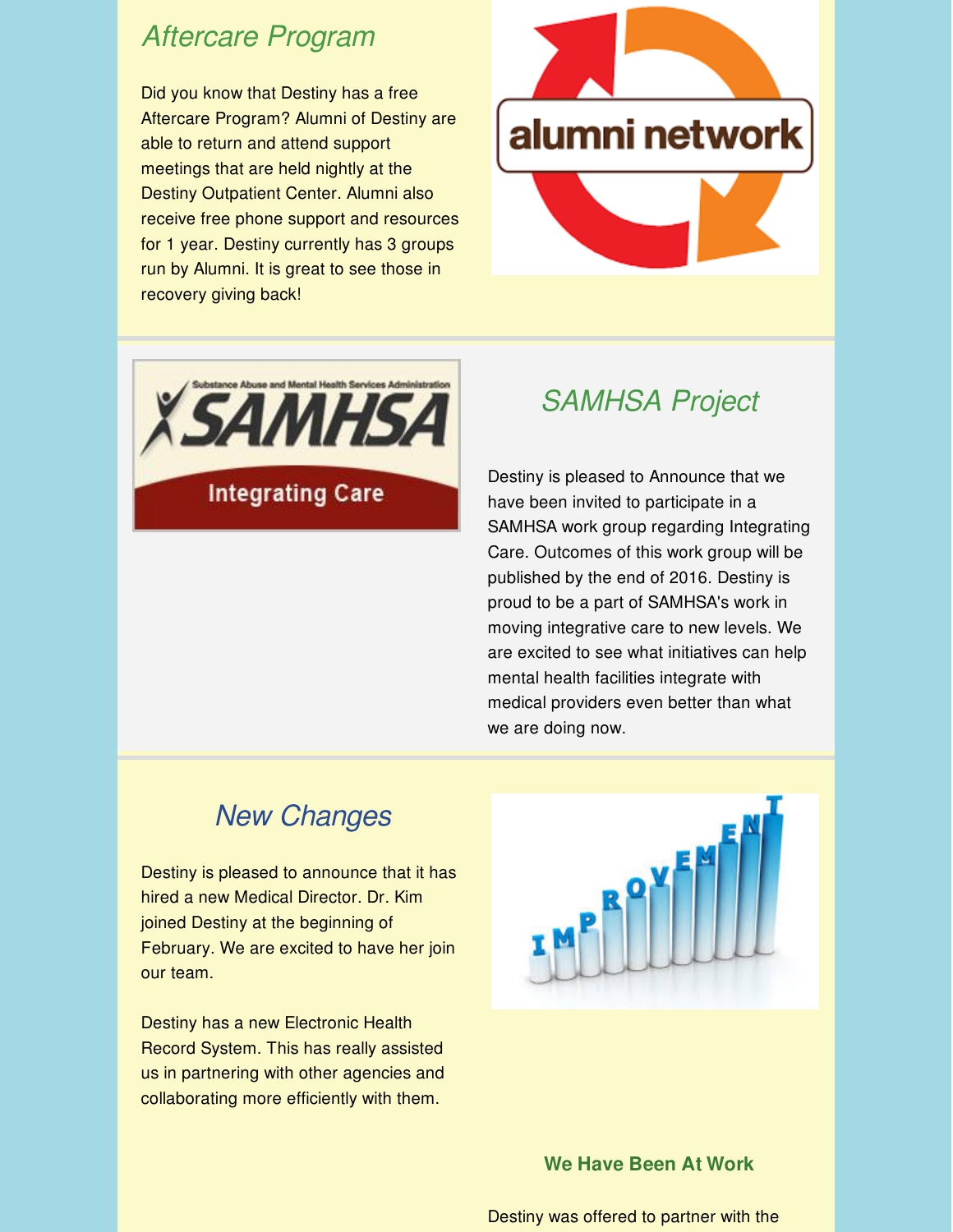## Aftercare Program

Did you know that Destiny has a free Aftercare Program? Alumni of Destiny are able to return and attend support meetings that are held nightly at the Destiny Outpatient Center. Alumni also receive free phone support and resources for 1 year. Destiny currently has 3 groups run by Alumni. It is great to see those in recovery giving back!

## SAMHSA Project

Destiny is pleased to Announce that we have been invited to participate in a SAMHSA work group regarding Integrating Care. Outcomes of this work group will be published by the end of 2016. Destiny is proud to be a part of SAMHSA's work in moving integrative care to new levels. We are excited to see what initiatives can help mental health facilities integrate with medical providers even better than what we are doing now.

## New Changes

Destiny is pleased to announce that it has hired a new Medical Director. Dr. Kim joined Destiny at the beginning of February. We are excited to have her join our team.

Destiny has a new Electronic Health Record System. This has really assisted us in partnering with other agencies and collaborating more efficiently with them.

### We Have Been At Work

Destiny was offered to partner with the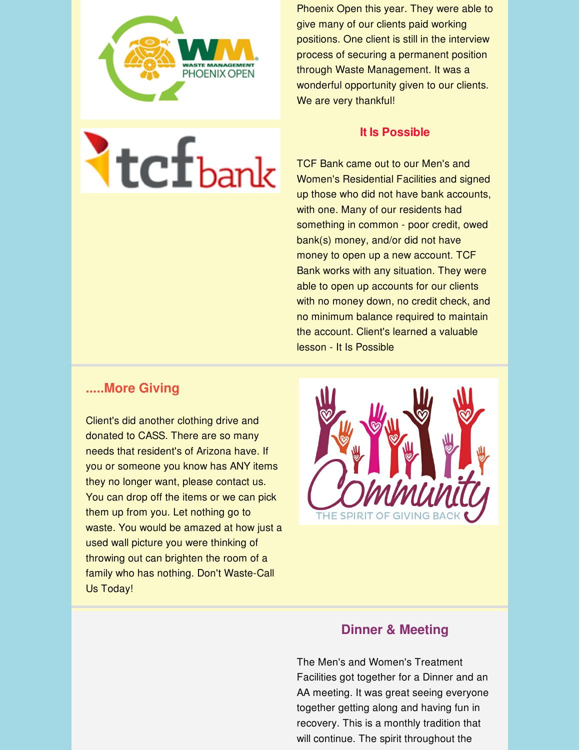Phoenix Open this year. They were able to give many of our clients paid working positions. One client is still in the interview process of securing a permanent position through Waste Management. It was a wonderful opportunity given to our clients. We are very thankful!

### It Is Possible

TCF Bank came out to our Men's and Women's Residential Facilities and signed up those who did not have bank accounts, with one. Many of our residents had something in common - poor credit, owed bank(s) money, and/or did not have money to open up a new account. TCF Bank works with any situation. They were able to open up accounts for our clients with no money down, no credit check, and no minimum balance required to maintain the account. Client's learned a valuable lesson - It Is Possible

### .....More Giving

Client's did another clothing drive and donated to CASS. There are so many needs that resident's of Arizona have. If you or someone you know has ANY items they no longer want, please contact us. You can drop off the items or we can pick them up from you. Let nothing go to waste. You would be amazed at how just a used wall picture you were thinking of throwing out can brighten the room of a family who has nothing. Don't Waste-Call Us Today!

### Dinner & Meeting

The Men's and Women's Treatment Facilities got together for a Dinner and an AA meeting. It was great seeing everyone together getting along and having fun in recovery. This is a monthly tradition that will continue. The spirit throughout the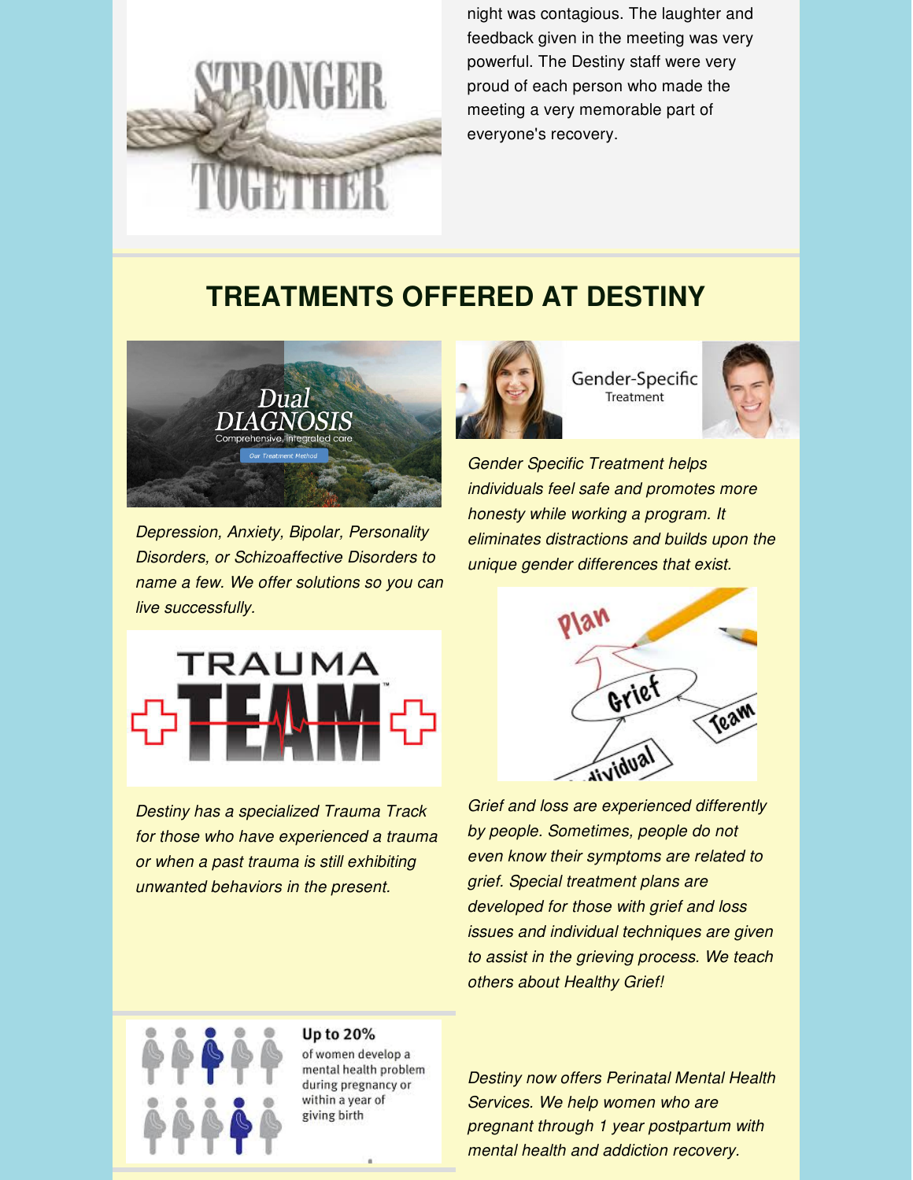night was contagious. The laughter and feedback given in the meeting was very powerful. The Destiny staff were very proud of each person who made the meeting a very memorable part of everyone's recovery.

## TREATMENTS OFFERED AT DESTINY

*Depression, Anxiety, Bipolar, Personality Disorders, or Schizoaffective Disorders to name a few. We offer solutions so you can live successfully.*

*Destiny has a specialized Trauma Track for those who have experienced a trauma or when a past trauma is still exhibiting unwanted behaviors in the present.*

*Gender Specific Treatment helps individuals feel safe and promotes more honesty while working a program. It eliminates distractions and builds upon the unique gender differences that exist.*

*Grief and loss are experienced differently by people. Sometimes, people do not even know their symptoms are related to grief. Special treatment plans are developed for those with grief and loss issues and individual techniques are given to assist in the grieving process. We teach others about Healthy Grief!*

*Destiny now offers Perinatal Mental Health Services. We help women who are pregnant through 1 year postpartum with mental health and addiction recovery.*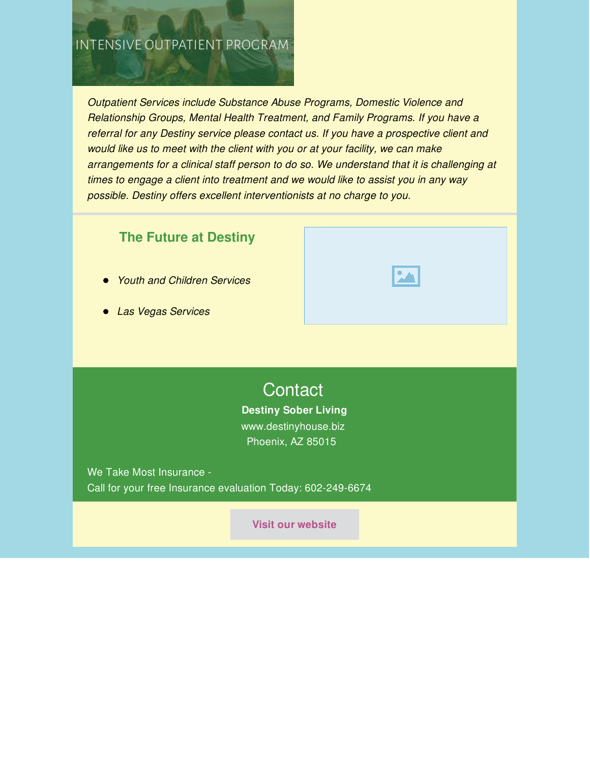INTENSIVE OUTPATIENT PROGRAM

*Outpatient Services include Substance Abuse Programs, Domestic Violence and Relationship Groups, Mental Health Treatment, and Family Programs. If you have a referral for any Destiny service please contact us. If you have a prospective client and would like us to meet with the client with you or at your facility, we can make arrangements for a clinical staff person to do so. We understand that it is challenging at times to engage a client into treatment and we would like to assist you in any way possible. Destiny offers excellent interventionists at no charge to you.*

## The Future at Destiny

- *Youth and Children Services*
- *Las Vegas Services*

## Contact

**Destiny Sober Living**
www.destinyhouse.biz
Phoenix, AZ 85015

We Take Most Insurance -
Call for your free Insurance evaluation Today: 602-249-6674

**Visit our website**